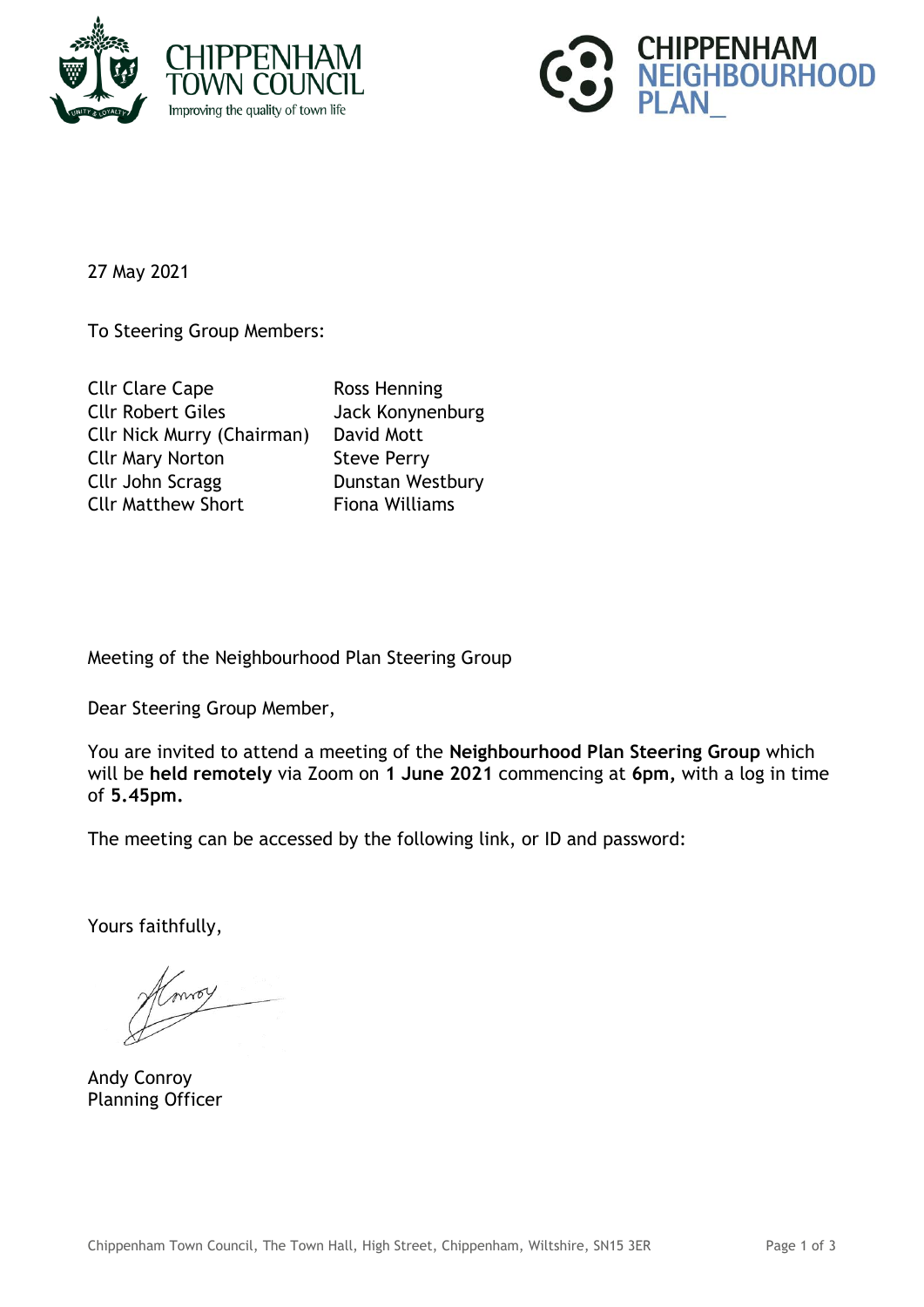CHIPPENHAM TOWN COUNCIL
Improving the quality of town life

CHIPPENHAM NEIGHBOURHOOD PLAN_

27 May 2021

To Steering Group Members:

| | |
|---|---|
| Cllr Clare Cape | Ross Henning |
| Cllr Robert Giles | Jack Konynenburg |
| Cllr Nick Murry (Chairman) | David Mott |
| Cllr Mary Norton | Steve Perry |
| Cllr John Scragg | Dunstan Westbury |
| Cllr Matthew Short | Fiona Williams |

Meeting of the Neighbourhood Plan Steering Group

Dear Steering Group Member,

You are invited to attend a meeting of the **Neighbourhood Plan Steering Group** which will be **held remotely** via Zoom on **1 June 2021** commencing at **6pm,** with a log in time of **5.45pm.**

The meeting can be accessed by the following link, or ID and password:

Yours faithfully,

Andy Conroy
Planning Officer

Chippenham Town Council, The Town Hall, High Street, Chippenham, Wiltshire, SN15 3ER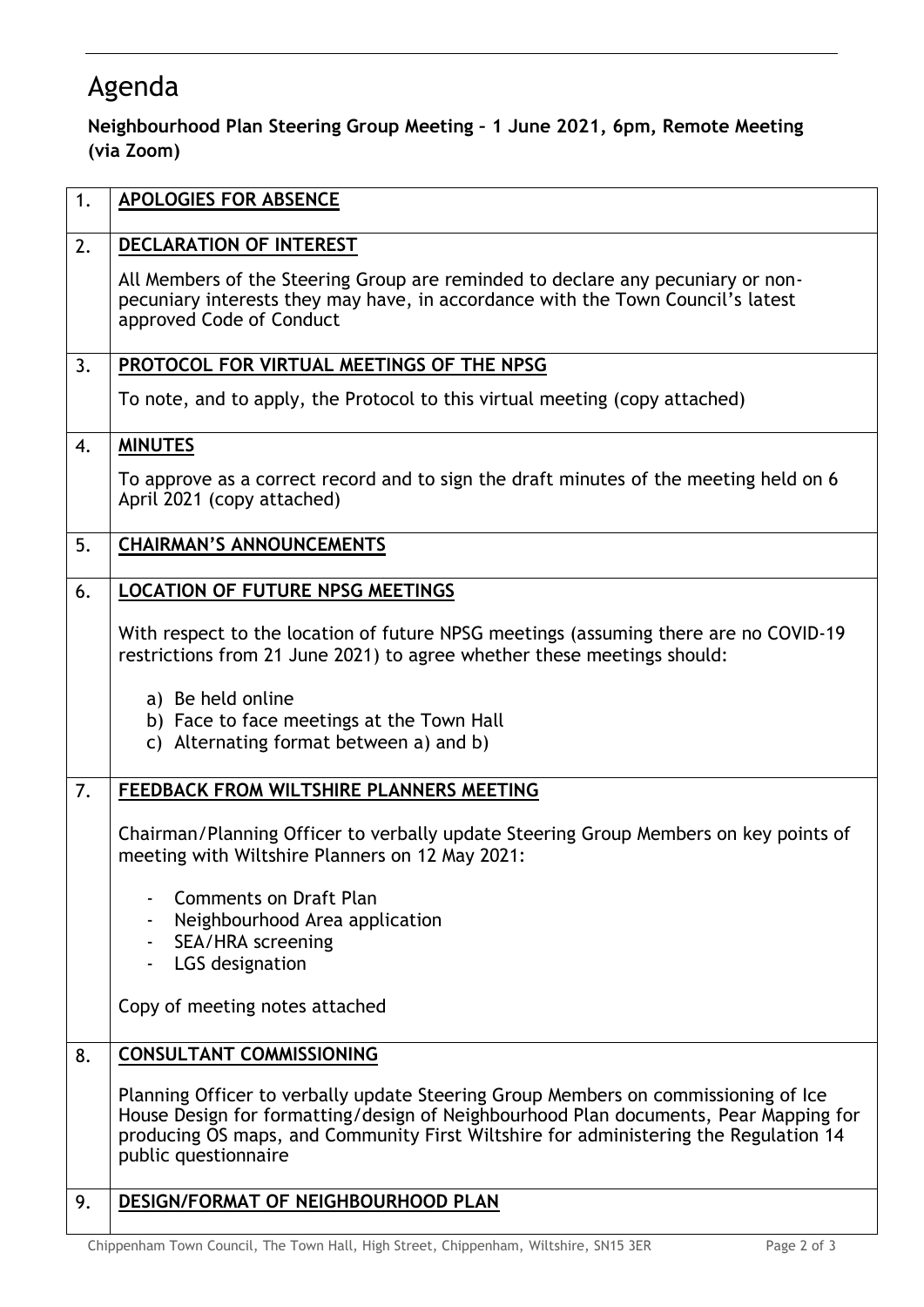# Agenda

**Neighbourhood Plan Steering Group Meeting – 1 June 2021, 6pm, Remote Meeting (via Zoom)**

| | |
|---|---|
| 1. | **APOLOGIES FOR ABSENCE** |
| 2. | **DECLARATION OF INTEREST**<br><br>All Members of the Steering Group are reminded to declare any pecuniary or non-pecuniary interests they may have, in accordance with the Town Council's latest approved Code of Conduct |
| 3. | **PROTOCOL FOR VIRTUAL MEETINGS OF THE NPSG**<br><br>To note, and to apply, the Protocol to this virtual meeting (copy attached) |
| 4. | **MINUTES**<br><br>To approve as a correct record and to sign the draft minutes of the meeting held on 6 April 2021 (copy attached) |
| 5. | **CHAIRMAN'S ANNOUNCEMENTS** |
| 6. | **LOCATION OF FUTURE NPSG MEETINGS**<br><br>With respect to the location of future NPSG meetings (assuming there are no COVID-19 restrictions from 21 June 2021) to agree whether these meetings should:<br><br>a) Be held online<br>b) Face to face meetings at the Town Hall<br>c) Alternating format between a) and b) |
| 7. | **FEEDBACK FROM WILTSHIRE PLANNERS MEETING**<br><br>Chairman/Planning Officer to verbally update Steering Group Members on key points of meeting with Wiltshire Planners on 12 May 2021:<br><br>- Comments on Draft Plan<br>- Neighbourhood Area application<br>- SEA/HRA screening<br>- LGS designation<br><br>Copy of meeting notes attached |
| 8. | **CONSULTANT COMMISSIONING**<br><br>Planning Officer to verbally update Steering Group Members on commissioning of Ice House Design for formatting/design of Neighbourhood Plan documents, Pear Mapping for producing OS maps, and Community First Wiltshire for administering the Regulation 14 public questionnaire |
| 9. | **DESIGN/FORMAT OF NEIGHBOURHOOD PLAN** |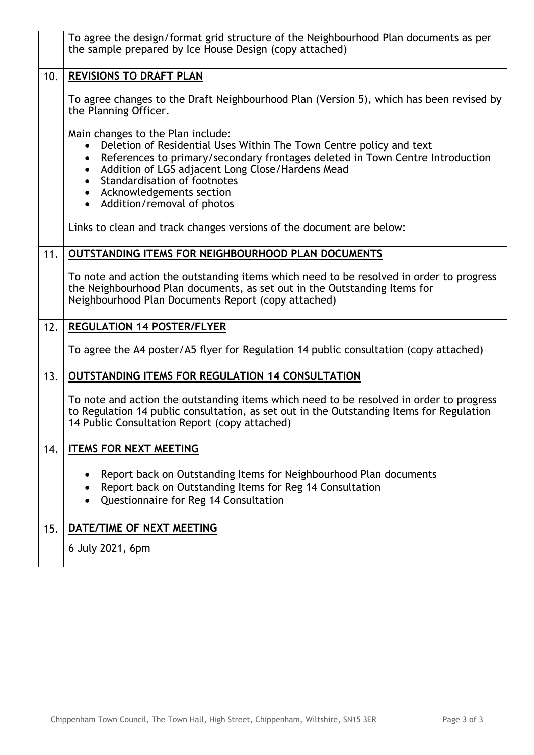| | |
|---|---|
| | To agree the design/format grid structure of the Neighbourhood Plan documents as per the sample prepared by Ice House Design (copy attached) |
| 10. | **REVISIONS TO DRAFT PLAN**<br><br>To agree changes to the Draft Neighbourhood Plan (Version 5), which has been revised by the Planning Officer.<br><br>Main changes to the Plan include:<br>• Deletion of Residential Uses Within The Town Centre policy and text<br>• References to primary/secondary frontages deleted in Town Centre Introduction<br>• Addition of LGS adjacent Long Close/Hardens Mead<br>• Standardisation of footnotes<br>• Acknowledgements section<br>• Addition/removal of photos<br><br>Links to clean and track changes versions of the document are below: |
| 11. | **OUTSTANDING ITEMS FOR NEIGHBOURHOOD PLAN DOCUMENTS**<br><br>To note and action the outstanding items which need to be resolved in order to progress the Neighbourhood Plan documents, as set out in the Outstanding Items for Neighbourhood Plan Documents Report (copy attached) |
| 12. | **REGULATION 14 POSTER/FLYER**<br><br>To agree the A4 poster/A5 flyer for Regulation 14 public consultation (copy attached) |
| 13. | **OUTSTANDING ITEMS FOR REGULATION 14 CONSULTATION**<br><br>To note and action the outstanding items which need to be resolved in order to progress to Regulation 14 public consultation, as set out in the Outstanding Items for Regulation 14 Public Consultation Report (copy attached) |
| 14. | **ITEMS FOR NEXT MEETING**<br><br>• Report back on Outstanding Items for Neighbourhood Plan documents<br>• Report back on Outstanding Items for Reg 14 Consultation<br>• Questionnaire for Reg 14 Consultation |
| 15. | **DATE/TIME OF NEXT MEETING**<br><br>6 July 2021, 6pm |